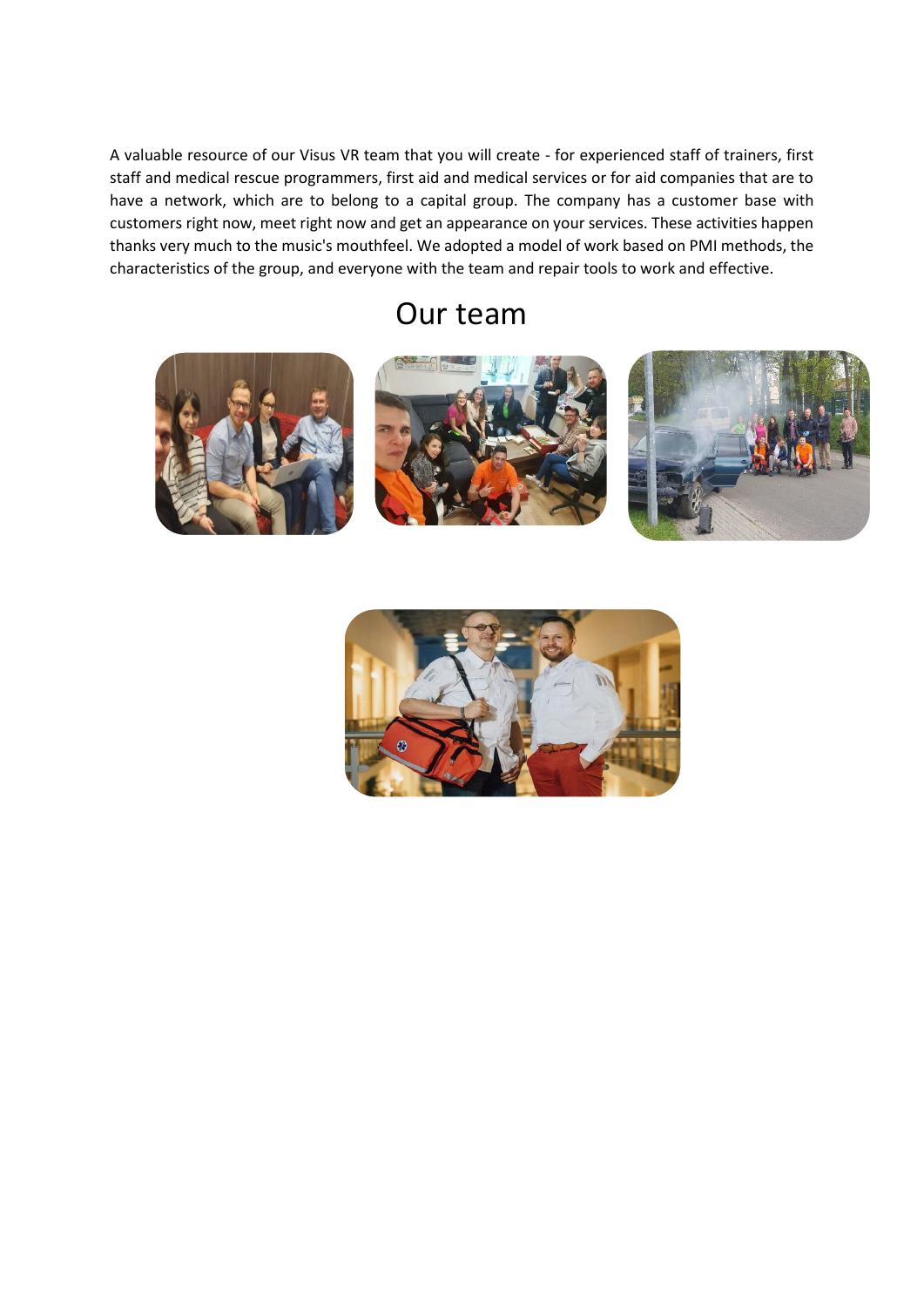A valuable resource of our Visus VR team that you will create - for experienced staff of trainers, first staff and medical rescue programmers, first aid and medical services or for aid companies that are to have a network, which are to belong to a capital group. The company has a customer base with customers right now, meet right now and get an appearance on your services. These activities happen thanks very much to the music's mouthfeel. We adopted a model of work based on PMI methods, the characteristics of the group, and everyone with the team and repair tools to work and effective.

## Our team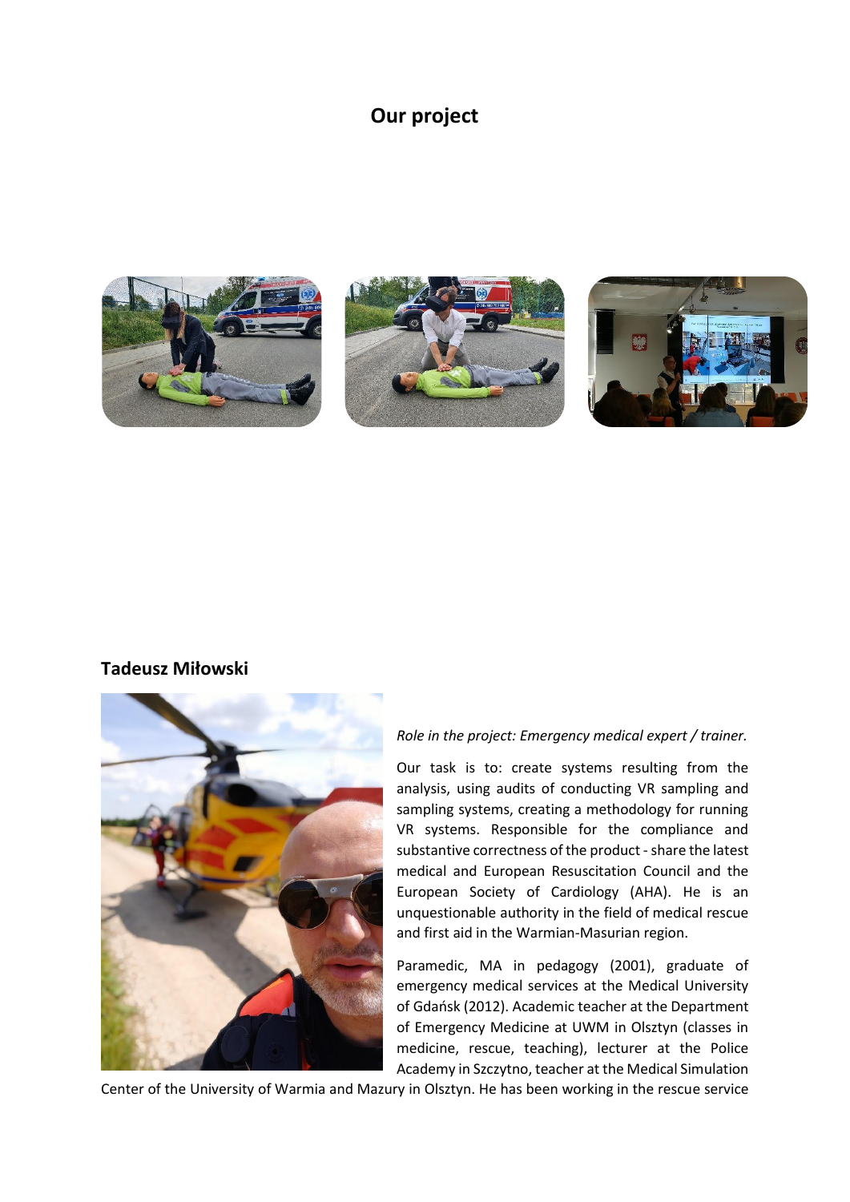## Our project

## Tadeusz Miłowski

*Role in the project: Emergency medical expert / trainer.*

Our task is to: create systems resulting from the analysis, using audits of conducting VR sampling and sampling systems, creating a methodology for running VR systems. Responsible for the compliance and substantive correctness of the product - share the latest medical and European Resuscitation Council and the European Society of Cardiology (AHA). He is an unquestionable authority in the field of medical rescue and first aid in the Warmian-Masurian region.

Paramedic, MA in pedagogy (2001), graduate of emergency medical services at the Medical University of Gdańsk (2012). Academic teacher at the Department of Emergency Medicine at UWM in Olsztyn (classes in medicine, rescue, teaching), lecturer at the Police Academy in Szczytno, teacher at the Medical Simulation Center of the University of Warmia and Mazury in Olsztyn. He has been working in the rescue service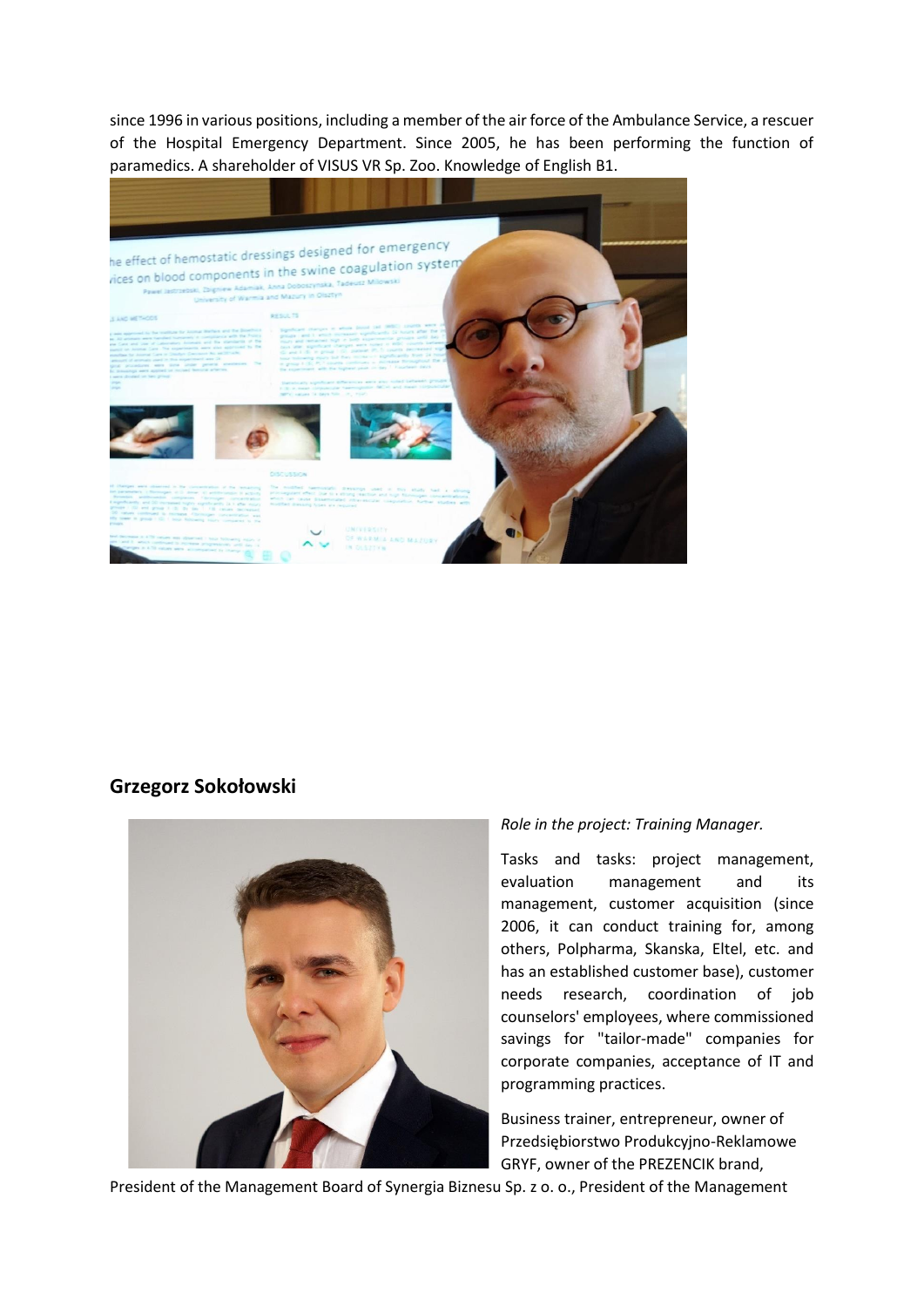since 1996 in various positions, including a member of the air force of the Ambulance Service, a rescuer of the Hospital Emergency Department. Since 2005, he has been performing the function of paramedics. A shareholder of VISUS VR Sp. Zoo. Knowledge of English B1.

## Grzegorz Sokołowski

*Role in the project: Training Manager.*

Tasks and tasks: project management, evaluation management and its management, customer acquisition (since 2006, it can conduct training for, among others, Polpharma, Skanska, Eltel, etc. and has an established customer base), customer needs research, coordination of job counselors' employees, where commissioned savings for "tailor-made" companies for corporate companies, acceptance of IT and programming practices.

Business trainer, entrepreneur, owner of Przedsiębiorstwo Produkcyjno-Reklamowe GRYF, owner of the PREZENCIK brand, President of the Management Board of Synergia Biznesu Sp. z o. o., President of the Management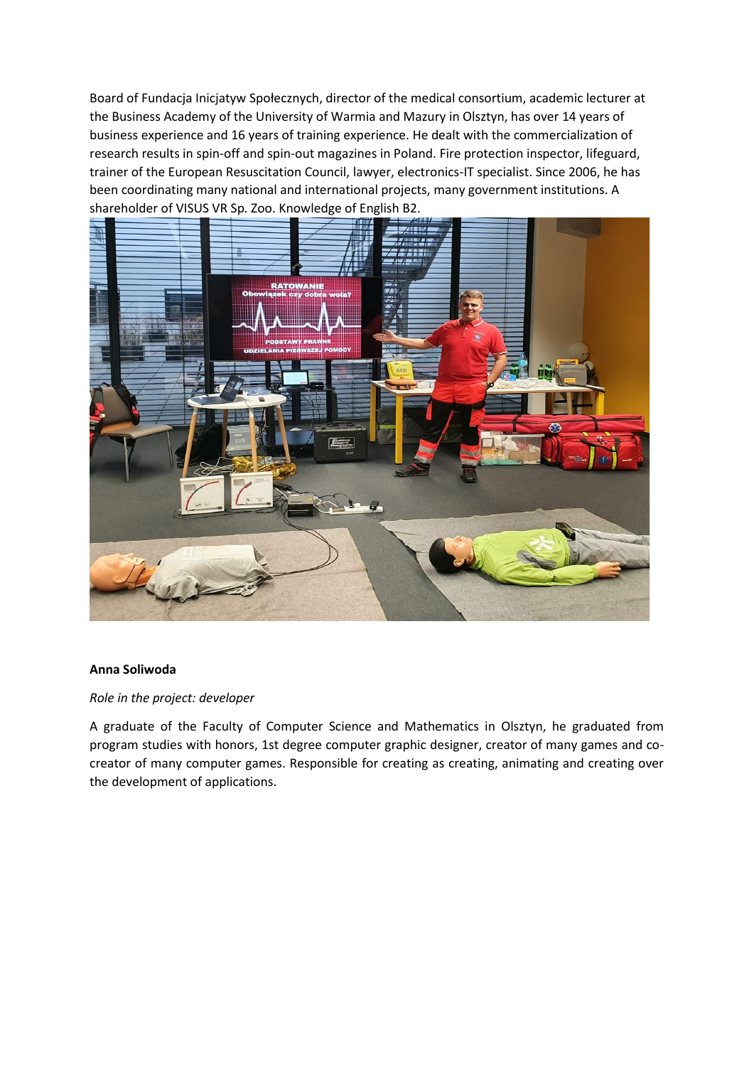Board of Fundacja Inicjatyw Społecznych, director of the medical consortium, academic lecturer at the Business Academy of the University of Warmia and Mazury in Olsztyn, has over 14 years of business experience and 16 years of training experience. He dealt with the commercialization of research results in spin-off and spin-out magazines in Poland. Fire protection inspector, lifeguard, trainer of the European Resuscitation Council, lawyer, electronics-IT specialist. Since 2006, he has been coordinating many national and international projects, many government institutions. A shareholder of VISUS VR Sp. Zoo. Knowledge of English B2.

**Anna Soliwoda**

*Role in the project: developer*

A graduate of the Faculty of Computer Science and Mathematics in Olsztyn, he graduated from program studies with honors, 1st degree computer graphic designer, creator of many games and co-creator of many computer games. Responsible for creating as creating, animating and creating over the development of applications.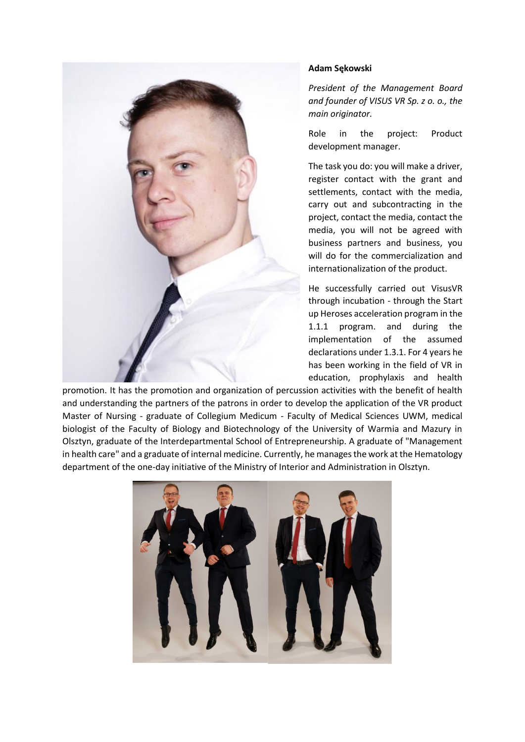**Adam Sękowski**

*President of the Management Board and founder of VISUS VR Sp. z o. o., the main originator.*

Role in the project: Product development manager.

The task you do: you will make a driver, register contact with the grant and settlements, contact with the media, carry out and subcontracting in the project, contact the media, contact the media, you will not be agreed with business partners and business, you will do for the commercialization and internationalization of the product.

He successfully carried out VisusVR through incubation - through the Start up Heroses acceleration program in the 1.1.1 program. and during the implementation of the assumed declarations under 1.3.1. For 4 years he has been working in the field of VR in education, prophylaxis and health promotion. It has the promotion and organization of percussion activities with the benefit of health and understanding the partners of the patrons in order to develop the application of the VR product Master of Nursing - graduate of Collegium Medicum - Faculty of Medical Sciences UWM, medical biologist of the Faculty of Biology and Biotechnology of the University of Warmia and Mazury in Olsztyn, graduate of the Interdepartmental School of Entrepreneurship. A graduate of "Management in health care" and a graduate of internal medicine. Currently, he manages the work at the Hematology department of the one-day initiative of the Ministry of Interior and Administration in Olsztyn.